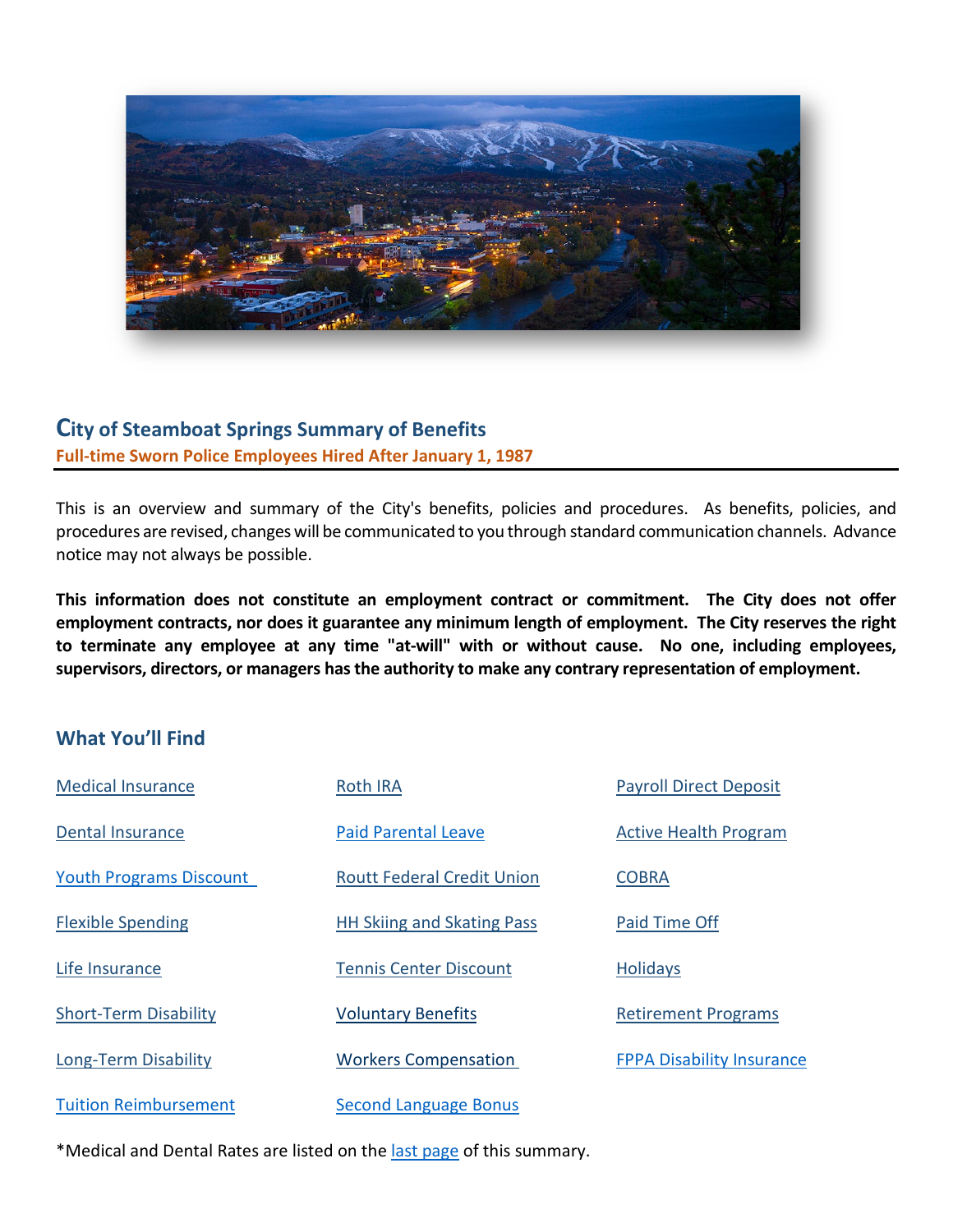# City of Steamboat Springs Summary of Benefits

**Full-time Sworn Police Employees Hired After January 1, 1987**

This is an overview and summary of the City's benefits, policies and procedures. As benefits, policies, and procedures are revised, changes will be communicated to you through standard communication channels. Advance notice may not always be possible.

**This information does not constitute an employment contract or commitment. The City does not offer employment contracts, nor does it guarantee any minimum length of employment. The City reserves the right to terminate any employee at any time "at-will" with or without cause. No one, including employees, supervisors, directors, or managers has the authority to make any contrary representation of employment.**

## What You'll Find

- Medical Insurance
- Dental Insurance
- Youth Programs Discount
- Flexible Spending
- Life Insurance
- Short-Term Disability
- Long-Term Disability
- Tuition Reimbursement
- Roth IRA
- Paid Parental Leave
- Routt Federal Credit Union
- HH Skiing and Skating Pass
- Tennis Center Discount
- Voluntary Benefits
- Workers Compensation
- Second Language Bonus
- Payroll Direct Deposit
- Active Health Program
- COBRA
- Paid Time Off
- Holidays
- Retirement Programs
- FPPA Disability Insurance

*Medical and Dental Rates are listed on the last page of this summary.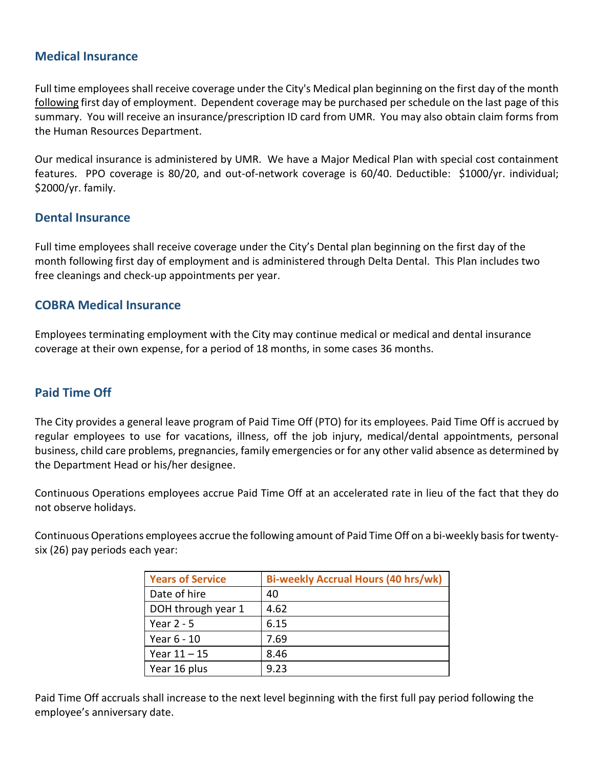## Medical Insurance

Full time employees shall receive coverage under the City's Medical plan beginning on the first day of the month following first day of employment. Dependent coverage may be purchased per schedule on the last page of this summary. You will receive an insurance/prescription ID card from UMR. You may also obtain claim forms from the Human Resources Department.

Our medical insurance is administered by UMR. We have a Major Medical Plan with special cost containment features. PPO coverage is 80/20, and out-of-network coverage is 60/40. Deductible: $1000/yr. individual; $2000/yr. family.

## Dental Insurance

Full time employees shall receive coverage under the City's Dental plan beginning on the first day of the month following first day of employment and is administered through Delta Dental. This Plan includes two free cleanings and check-up appointments per year.

## COBRA Medical Insurance

Employees terminating employment with the City may continue medical or medical and dental insurance coverage at their own expense, for a period of 18 months, in some cases 36 months.

## Paid Time Off

The City provides a general leave program of Paid Time Off (PTO) for its employees. Paid Time Off is accrued by regular employees to use for vacations, illness, off the job injury, medical/dental appointments, personal business, child care problems, pregnancies, family emergencies or for any other valid absence as determined by the Department Head or his/her designee.

Continuous Operations employees accrue Paid Time Off at an accelerated rate in lieu of the fact that they do not observe holidays.

Continuous Operations employees accrue the following amount of Paid Time Off on a bi-weekly basis for twenty-six (26) pay periods each year:

| Years of Service | Bi-weekly Accrual Hours (40 hrs/wk) |
|---|---|
| Date of hire | 40 |
| DOH through year 1 | 4.62 |
| Year 2 - 5 | 6.15 |
| Year 6 - 10 | 7.69 |
| Year 11 – 15 | 8.46 |
| Year 16 plus | 9.23 |

Paid Time Off accruals shall increase to the next level beginning with the first full pay period following the employee's anniversary date.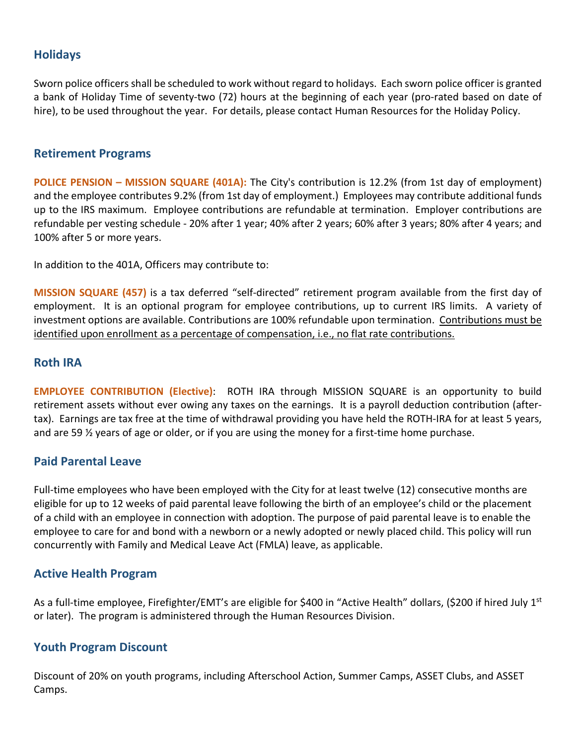## Holidays

Sworn police officers shall be scheduled to work without regard to holidays. Each sworn police officer is granted a bank of Holiday Time of seventy-two (72) hours at the beginning of each year (pro-rated based on date of hire), to be used throughout the year. For details, please contact Human Resources for the Holiday Policy.

## Retirement Programs

**POLICE PENSION – MISSION SQUARE (401A):** The City's contribution is 12.2% (from 1st day of employment) and the employee contributes 9.2% (from 1st day of employment.) Employees may contribute additional funds up to the IRS maximum. Employee contributions are refundable at termination. Employer contributions are refundable per vesting schedule - 20% after 1 year; 40% after 2 years; 60% after 3 years; 80% after 4 years; and 100% after 5 or more years.

In addition to the 401A, Officers may contribute to:

**MISSION SQUARE (457)** is a tax deferred "self-directed" retirement program available from the first day of employment. It is an optional program for employee contributions, up to current IRS limits. A variety of investment options are available. Contributions are 100% refundable upon termination. <u>Contributions must be identified upon enrollment as a percentage of compensation, i.e., no flat rate contributions.</u>

## Roth IRA

**EMPLOYEE CONTRIBUTION (Elective)**: ROTH IRA through MISSION SQUARE is an opportunity to build retirement assets without ever owing any taxes on the earnings. It is a payroll deduction contribution (after-tax). Earnings are tax free at the time of withdrawal providing you have held the ROTH-IRA for at least 5 years, and are 59 ½ years of age or older, or if you are using the money for a first-time home purchase.

## Paid Parental Leave

Full-time employees who have been employed with the City for at least twelve (12) consecutive months are eligible for up to 12 weeks of paid parental leave following the birth of an employee's child or the placement of a child with an employee in connection with adoption. The purpose of paid parental leave is to enable the employee to care for and bond with a newborn or a newly adopted or newly placed child. This policy will run concurrently with Family and Medical Leave Act (FMLA) leave, as applicable.

## Active Health Program

As a full-time employee, Firefighter/EMT's are eligible for $400 in "Active Health" dollars, ($200 if hired July 1st or later). The program is administered through the Human Resources Division.

## Youth Program Discount

Discount of 20% on youth programs, including Afterschool Action, Summer Camps, ASSET Clubs, and ASSET Camps.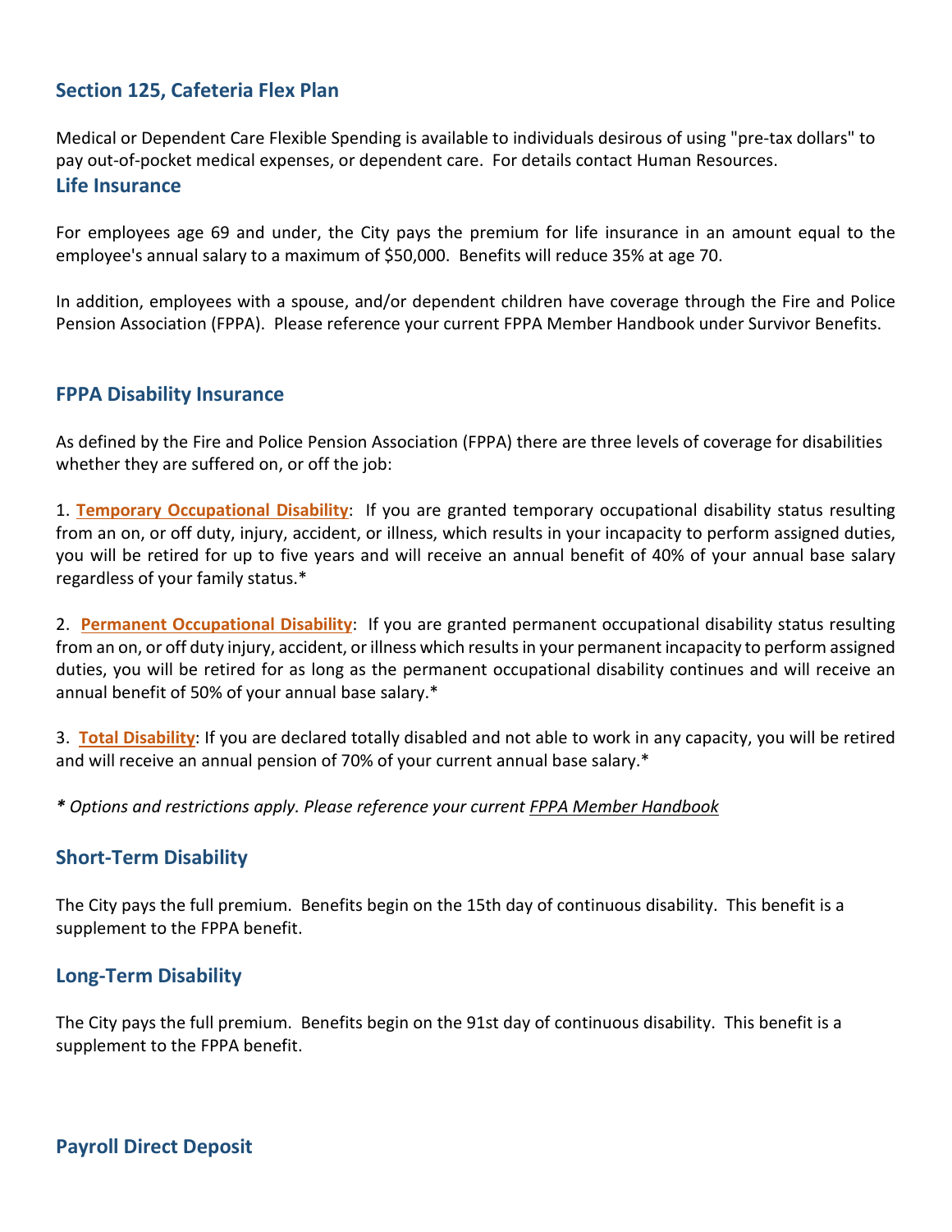## Section 125, Cafeteria Flex Plan

Medical or Dependent Care Flexible Spending is available to individuals desirous of using "pre-tax dollars" to pay out-of-pocket medical expenses, or dependent care. For details contact Human Resources.

## Life Insurance

For employees age 69 and under, the City pays the premium for life insurance in an amount equal to the employee's annual salary to a maximum of $50,000. Benefits will reduce 35% at age 70.

In addition, employees with a spouse, and/or dependent children have coverage through the Fire and Police Pension Association (FPPA). Please reference your current FPPA Member Handbook under Survivor Benefits.

## FPPA Disability Insurance

As defined by the Fire and Police Pension Association (FPPA) there are three levels of coverage for disabilities whether they are suffered on, or off the job:

1. **Temporary Occupational Disability**: If you are granted temporary occupational disability status resulting from an on, or off duty, injury, accident, or illness, which results in your incapacity to perform assigned duties, you will be retired for up to five years and will receive an annual benefit of 40% of your annual base salary regardless of your family status.*

2. **Permanent Occupational Disability**: If you are granted permanent occupational disability status resulting from an on, or off duty injury, accident, or illness which results in your permanent incapacity to perform assigned duties, you will be retired for as long as the permanent occupational disability continues and will receive an annual benefit of 50% of your annual base salary.*

3. **Total Disability**: If you are declared totally disabled and not able to work in any capacity, you will be retired and will receive an annual pension of 70% of your current annual base salary.*

*\* Options and restrictions apply. Please reference your current FPPA Member Handbook*

## Short-Term Disability

The City pays the full premium. Benefits begin on the 15th day of continuous disability. This benefit is a supplement to the FPPA benefit.

## Long-Term Disability

The City pays the full premium. Benefits begin on the 91st day of continuous disability. This benefit is a supplement to the FPPA benefit.

## Payroll Direct Deposit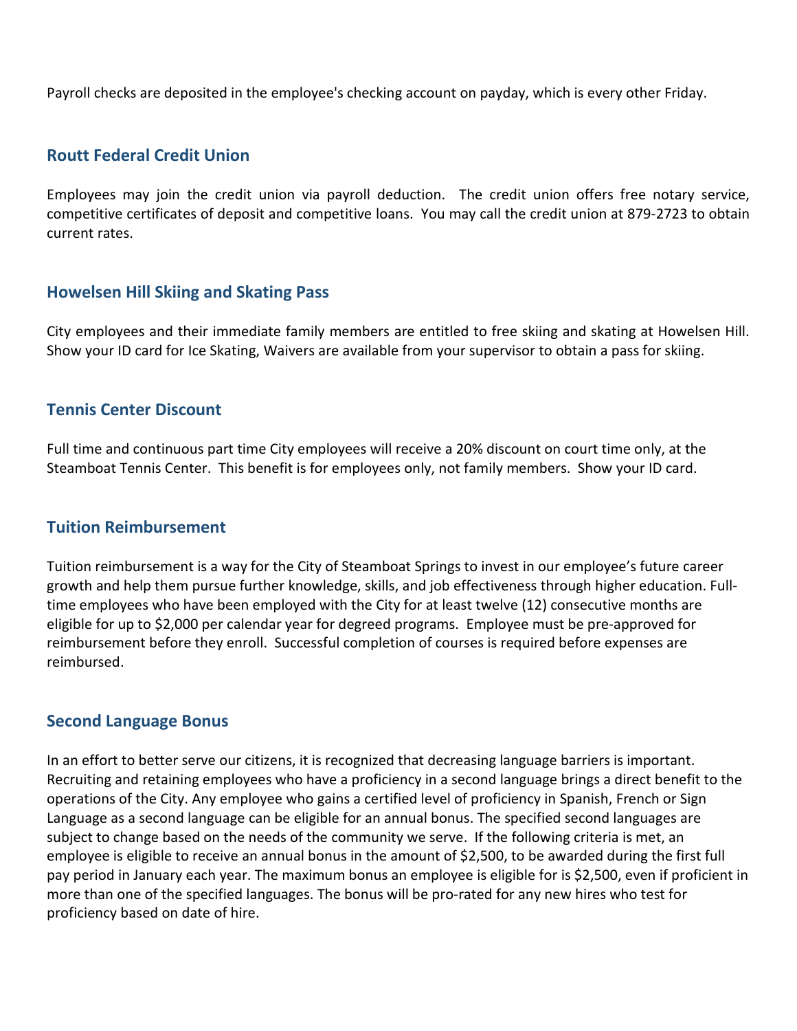Payroll checks are deposited in the employee's checking account on payday, which is every other Friday.

## Routt Federal Credit Union

Employees may join the credit union via payroll deduction.  The credit union offers free notary service, competitive certificates of deposit and competitive loans.  You may call the credit union at 879-2723 to obtain current rates.

## Howelsen Hill Skiing and Skating Pass

City employees and their immediate family members are entitled to free skiing and skating at Howelsen Hill. Show your ID card for Ice Skating, Waivers are available from your supervisor to obtain a pass for skiing.

## Tennis Center Discount

Full time and continuous part time City employees will receive a 20% discount on court time only, at the Steamboat Tennis Center.  This benefit is for employees only, not family members.  Show your ID card.

## Tuition Reimbursement

Tuition reimbursement is a way for the City of Steamboat Springs to invest in our employee's future career growth and help them pursue further knowledge, skills, and job effectiveness through higher education. Full-time employees who have been employed with the City for at least twelve (12) consecutive months are eligible for up to $2,000 per calendar year for degreed programs.  Employee must be pre-approved for reimbursement before they enroll.  Successful completion of courses is required before expenses are reimbursed.

## Second Language Bonus

In an effort to better serve our citizens, it is recognized that decreasing language barriers is important. Recruiting and retaining employees who have a proficiency in a second language brings a direct benefit to the operations of the City. Any employee who gains a certified level of proficiency in Spanish, French or Sign Language as a second language can be eligible for an annual bonus. The specified second languages are subject to change based on the needs of the community we serve.  If the following criteria is met, an employee is eligible to receive an annual bonus in the amount of $2,500, to be awarded during the first full pay period in January each year. The maximum bonus an employee is eligible for is $2,500, even if proficient in more than one of the specified languages. The bonus will be pro-rated for any new hires who test for proficiency based on date of hire.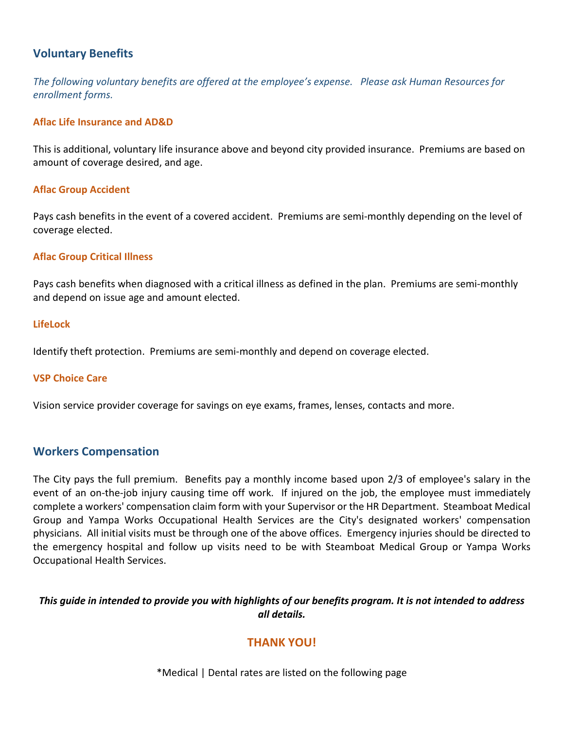## Voluntary Benefits

*The following voluntary benefits are offered at the employee's expense. Please ask Human Resources for enrollment forms.*

### Aflac Life Insurance and AD&D

This is additional, voluntary life insurance above and beyond city provided insurance. Premiums are based on amount of coverage desired, and age.

### Aflac Group Accident

Pays cash benefits in the event of a covered accident. Premiums are semi-monthly depending on the level of coverage elected.

### Aflac Group Critical Illness

Pays cash benefits when diagnosed with a critical illness as defined in the plan. Premiums are semi-monthly and depend on issue age and amount elected.

### LifeLock

Identify theft protection. Premiums are semi-monthly and depend on coverage elected.

### VSP Choice Care

Vision service provider coverage for savings on eye exams, frames, lenses, contacts and more.

## Workers Compensation

The City pays the full premium. Benefits pay a monthly income based upon 2/3 of employee's salary in the event of an on-the-job injury causing time off work. If injured on the job, the employee must immediately complete a workers' compensation claim form with your Supervisor or the HR Department. Steamboat Medical Group and Yampa Works Occupational Health Services are the City's designated workers' compensation physicians. All initial visits must be through one of the above offices. Emergency injuries should be directed to the emergency hospital and follow up visits need to be with Steamboat Medical Group or Yampa Works Occupational Health Services.

***This guide in intended to provide you with highlights of our benefits program. It is not intended to address all details.***

**THANK YOU!**

*Medical | Dental rates are listed on the following page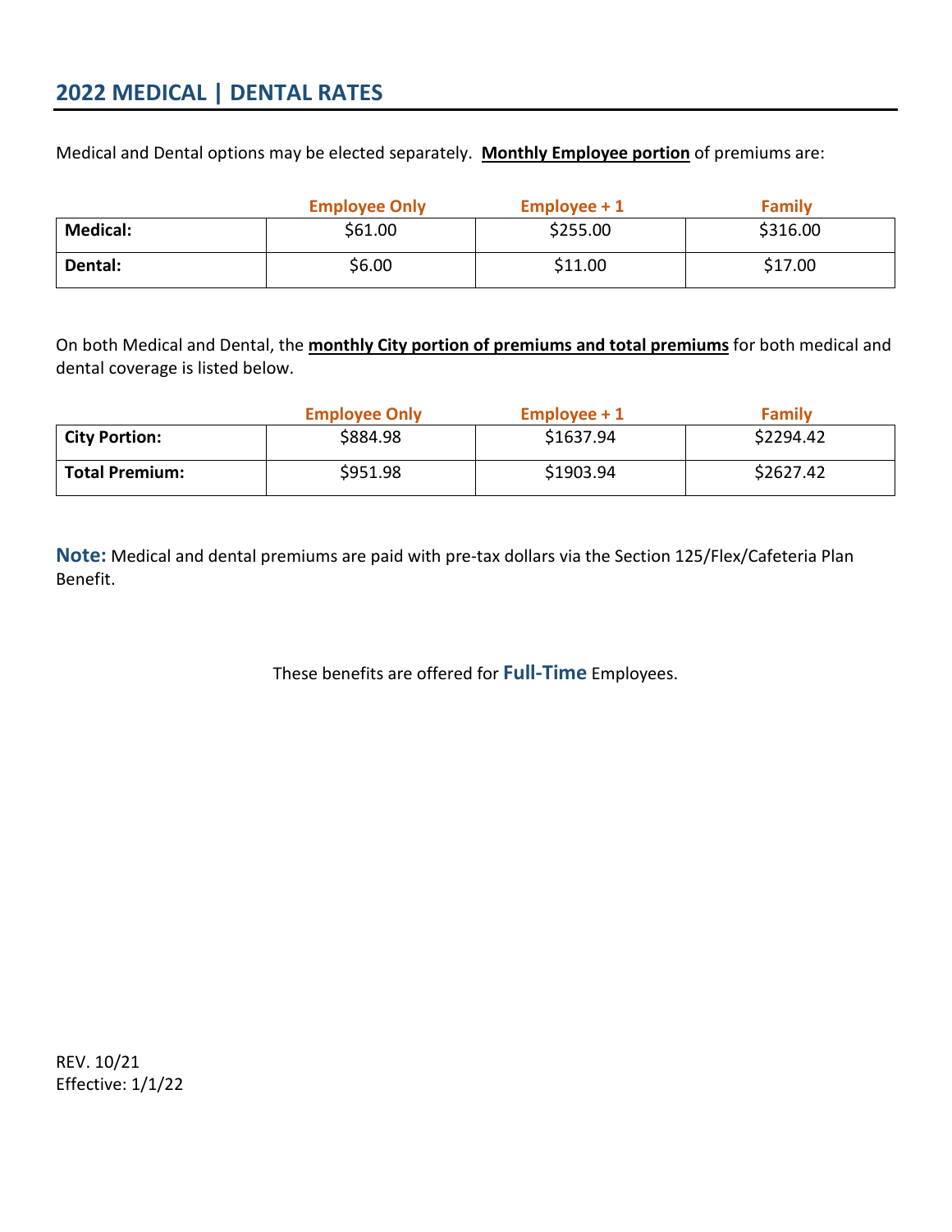## 2022 MEDICAL | DENTAL RATES

Medical and Dental options may be elected separately. **Monthly Employee portion** of premiums are:

| | Employee Only | Employee + 1 | Family |
|---|---|---|---|
| **Medical:** | $61.00 | $255.00 | $316.00 |
| **Dental:** | $6.00 | $11.00 | $17.00 |

On both Medical and Dental, the **monthly City portion of premiums and total premiums** for both medical and dental coverage is listed below.

| | Employee Only | Employee + 1 | Family |
|---|---|---|---|
| **City Portion:** | $884.98 | $1637.94 | $2294.42 |
| **Total Premium:** | $951.98 | $1903.94 | $2627.42 |

**Note:** Medical and dental premiums are paid with pre-tax dollars via the Section 125/Flex/Cafeteria Plan Benefit.

These benefits are offered for **Full-Time** Employees.

REV. 10/21
Effective: 1/1/22